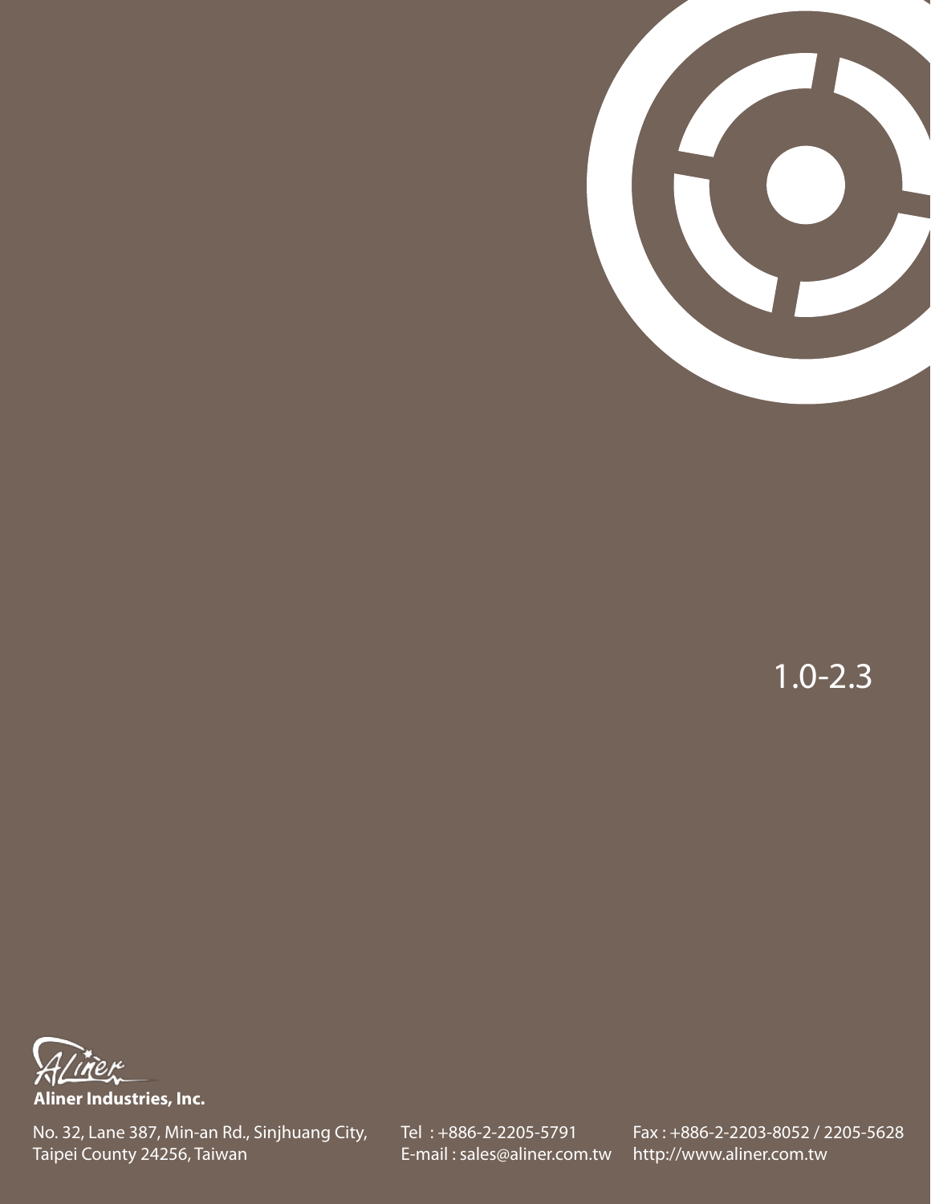1.0-2.3

**Aliner Industries, Inc.**

No. 32, Lane 387, Min-an Rd., Sinjhuang City,
Taipei County 24256, Taiwan

Tel : +886-2-2205-5791
E-mail : sales@aliner.com.tw

Fax : +886-2-2203-8052 / 2205-5628
http://www.aliner.com.tw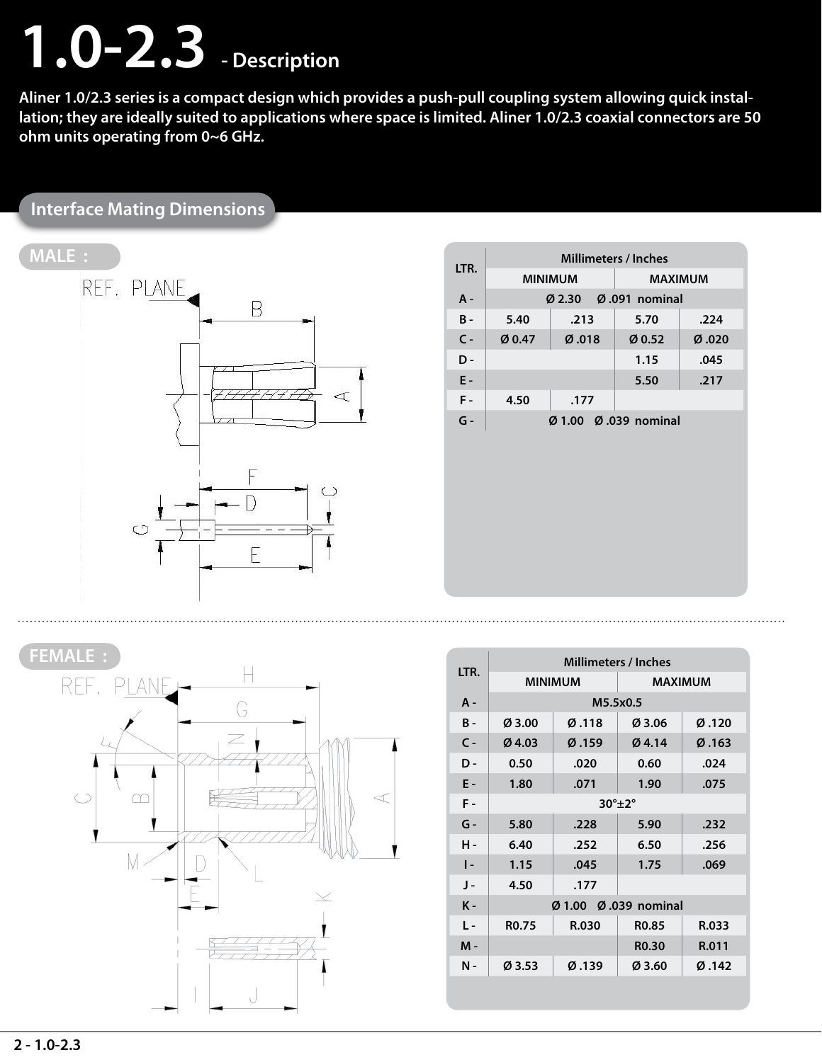# 1.0-2.3 - Description

**Aliner 1.0/2.3 series is a compact design which provides a push-pull coupling system allowing quick installation; they are ideally suited to applications where space is limited. Aliner 1.0/2.3 coaxial connectors are 50 ohm units operating from 0~6 GHz.**

## Interface Mating Dimensions

### MALE :

| LTR. | Millimeters / Inches | | | |
|---|---|---|---|---|
| | MINIMUM | | MAXIMUM | |
| A - | Ø 2.30 Ø .091 nominal | | | |
| B - | 5.40 | .213 | 5.70 | .224 |
| C - | Ø 0.47 | Ø .018 | Ø 0.52 | Ø .020 |
| D - | | | 1.15 | .045 |
| E - | | | 5.50 | .217 |
| F - | 4.50 | .177 | | |
| G - | Ø 1.00 Ø .039 nominal | | | |

### FEMALE :

| LTR. | Millimeters / Inches | | | |
|---|---|---|---|---|
| | MINIMUM | | MAXIMUM | |
| A - | M5.5x0.5 | | | |
| B - | Ø 3.00 | Ø .118 | Ø 3.06 | Ø .120 |
| C - | Ø 4.03 | Ø .159 | Ø 4.14 | Ø .163 |
| D - | 0.50 | .020 | 0.60 | .024 |
| E - | 1.80 | .071 | 1.90 | .075 |
| F - | 30°±2° | | | |
| G - | 5.80 | .228 | 5.90 | .232 |
| H - | 6.40 | .252 | 6.50 | .256 |
| I - | 1.15 | .045 | 1.75 | .069 |
| J - | 4.50 | .177 | | |
| K - | Ø 1.00 Ø .039 nominal | | | |
| L - | R0.75 | R.030 | R0.85 | R.033 |
| M - | | | R0.30 | R.011 |
| N - | Ø 3.53 | Ø .139 | Ø 3.60 | Ø .142 |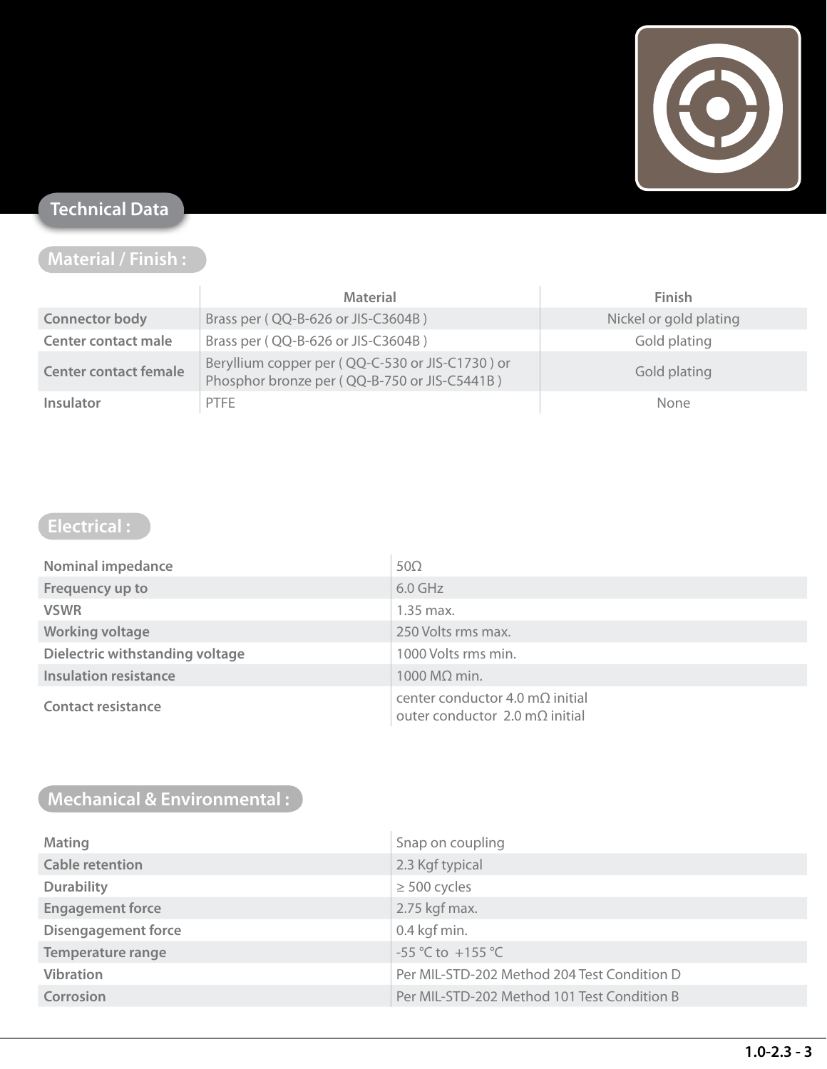## Technical Data

### Material / Finish :

| | Material | Finish |
|---|---|---|
| **Connector body** | Brass per ( QQ-B-626 or JIS-C3604B ) | Nickel or gold plating |
| **Center contact male** | Brass per ( QQ-B-626 or JIS-C3604B ) | Gold plating |
| **Center contact female** | Beryllium copper per ( QQ-C-530 or JIS-C1730 ) or Phosphor bronze per ( QQ-B-750 or JIS-C5441B ) | Gold plating |
| **Insulator** | PTFE | None |

### Electrical :

| | |
|---|---|
| **Nominal impedance** | 50Ω |
| **Frequency up to** | 6.0 GHz |
| **VSWR** | 1.35 max. |
| **Working voltage** | 250 Volts rms max. |
| **Dielectric withstanding voltage** | 1000 Volts rms min. |
| **Insulation resistance** | 1000 MΩ min. |
| **Contact resistance** | center conductor 4.0 mΩ initial<br>outer conductor 2.0 mΩ initial |

### Mechanical & Environmental :

| | |
|---|---|
| **Mating** | Snap on coupling |
| **Cable retention** | 2.3 Kgf typical |
| **Durability** | ≥ 500 cycles |
| **Engagement force** | 2.75 kgf max. |
| **Disengagement force** | 0.4 kgf min. |
| **Temperature range** | -55 °C to +155 °C |
| **Vibration** | Per MIL-STD-202 Method 204 Test Condition D |
| **Corrosion** | Per MIL-STD-202 Method 101 Test Condition B |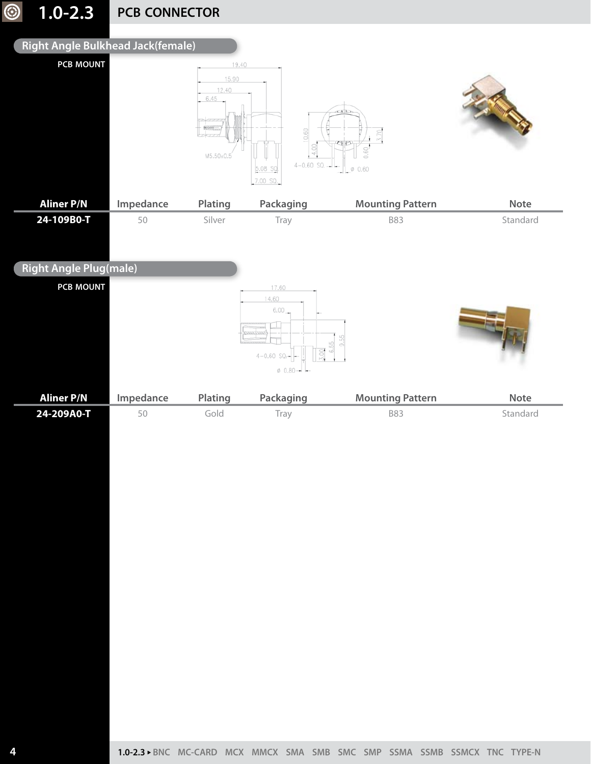# 1.0-2.3 PCB CONNECTOR

## Right Angle Bulkhead Jack(female)

PCB MOUNT

19.40
15.90
12.40
6.45
M5.50x0.5
5.08 SQ
7.00 SQ
10.60
4.00
4-0.60 SQ.
ø 0.60
0.60
3.70

| Aliner P/N | Impedance | Plating | Packaging | Mounting Pattern | Note |
|---|---|---|---|---|---|
| **24-109B0-T** | 50 | Silver | Tray | B83 | Standard |

## Right Angle Plug(male)

PCB MOUNT

17.60
14.60
6.00
4-0.60 SQ.
ø 0.80
3.00
6.55
9.55

| Aliner P/N | Impedance | Plating | Packaging | Mounting Pattern | Note |
|---|---|---|---|---|---|
| **24-209A0-T** | 50 | Gold | Tray | B83 | Standard |

**1.0-2.3** ▸ BNC MC-CARD MCX MMCX SMA SMB SMC SMP SSMA SSMB SSMCX TNC TYPE-N